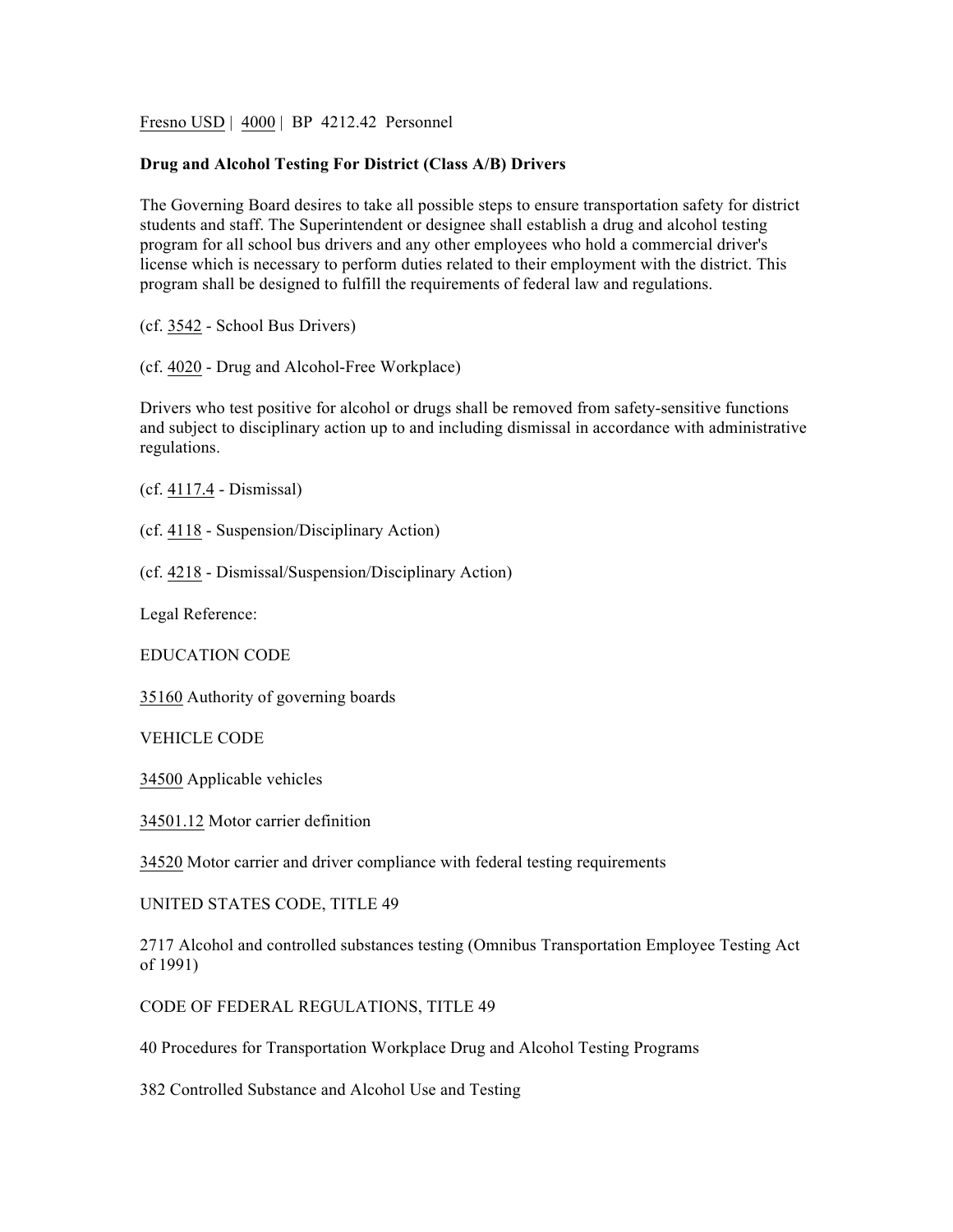Fresno USD | 4000 | BP 4212.42 Personnel

**Drug and Alcohol Testing For District (Class A/B) Drivers**

The Governing Board desires to take all possible steps to ensure transportation safety for district students and staff. The Superintendent or designee shall establish a drug and alcohol testing program for all school bus drivers and any other employees who hold a commercial driver's license which is necessary to perform duties related to their employment with the district. This program shall be designed to fulfill the requirements of federal law and regulations.

(cf. 3542 - School Bus Drivers)

(cf. 4020 - Drug and Alcohol-Free Workplace)

Drivers who test positive for alcohol or drugs shall be removed from safety-sensitive functions and subject to disciplinary action up to and including dismissal in accordance with administrative regulations.

(cf. 4117.4 - Dismissal)

(cf. 4118 - Suspension/Disciplinary Action)

(cf. 4218 - Dismissal/Suspension/Disciplinary Action)

Legal Reference:

EDUCATION CODE

35160 Authority of governing boards

VEHICLE CODE

34500 Applicable vehicles

34501.12 Motor carrier definition

34520 Motor carrier and driver compliance with federal testing requirements

UNITED STATES CODE, TITLE 49

2717 Alcohol and controlled substances testing (Omnibus Transportation Employee Testing Act of 1991)

CODE OF FEDERAL REGULATIONS, TITLE 49

40 Procedures for Transportation Workplace Drug and Alcohol Testing Programs

382 Controlled Substance and Alcohol Use and Testing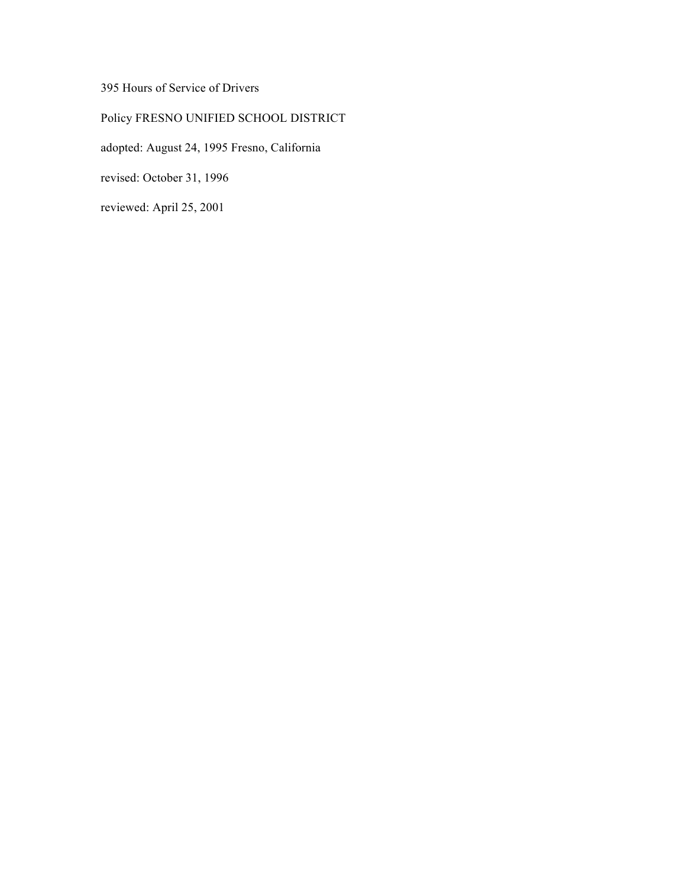395 Hours of Service of Drivers

Policy FRESNO UNIFIED SCHOOL DISTRICT

adopted: August 24, 1995 Fresno, California

revised: October 31, 1996

reviewed: April 25, 2001